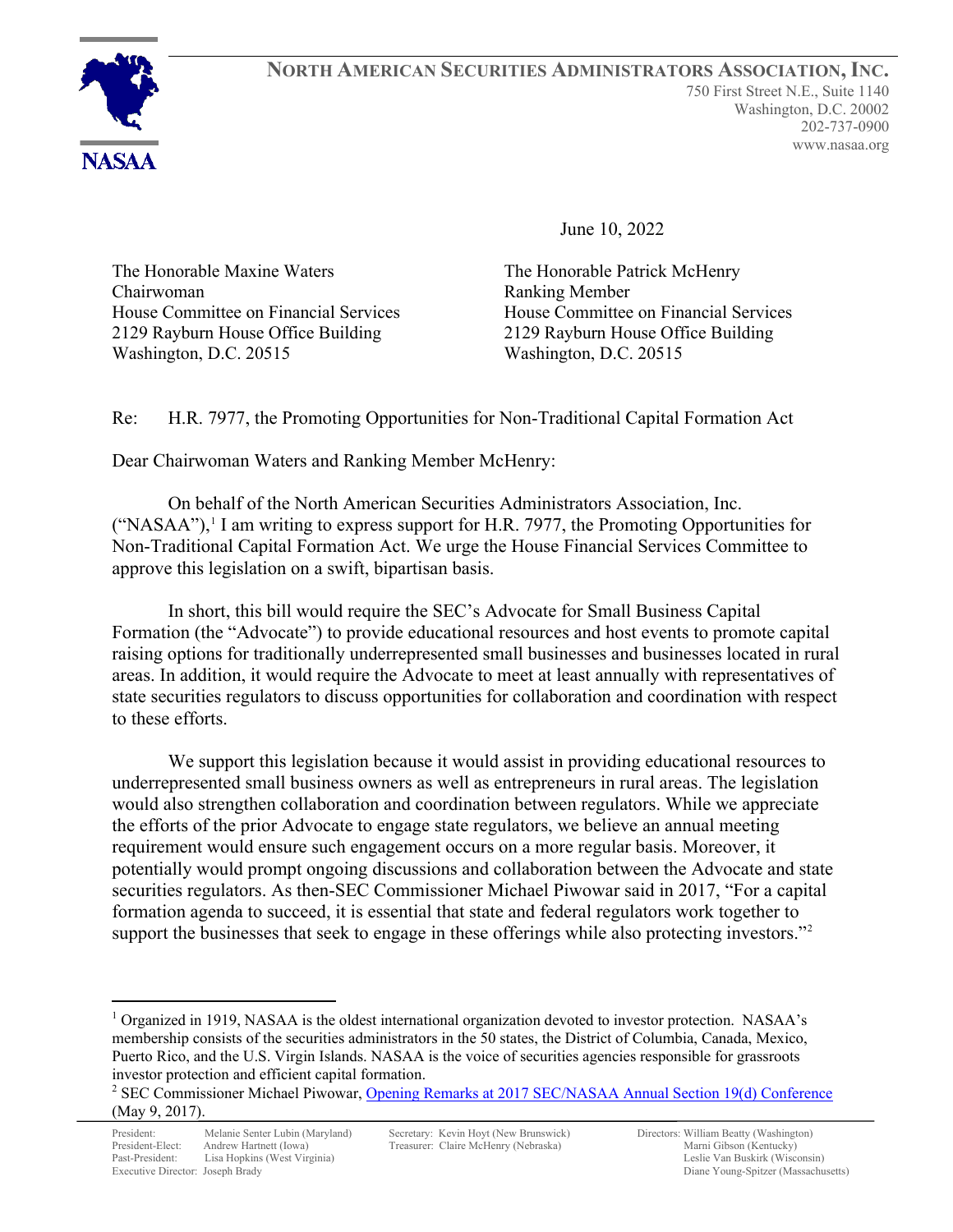**NORTH AMERICAN SECURITIES ADMINISTRATORS ASSOCIATION, INC.**

750 First Street N.E., Suite 1140
Washington, D.C. 20002
202-737-0900
www.nasaa.org

June 10, 2022

The Honorable Maxine Waters
Chairwoman
House Committee on Financial Services
2129 Rayburn House Office Building
Washington, D.C. 20515

The Honorable Patrick McHenry
Ranking Member
House Committee on Financial Services
2129 Rayburn House Office Building
Washington, D.C. 20515

Re: H.R. 7977, the Promoting Opportunities for Non-Traditional Capital Formation Act

Dear Chairwoman Waters and Ranking Member McHenry:

On behalf of the North American Securities Administrators Association, Inc. ("NASAA"),[1] I am writing to express support for H.R. 7977, the Promoting Opportunities for Non-Traditional Capital Formation Act. We urge the House Financial Services Committee to approve this legislation on a swift, bipartisan basis.

In short, this bill would require the SEC's Advocate for Small Business Capital Formation (the "Advocate") to provide educational resources and host events to promote capital raising options for traditionally underrepresented small businesses and businesses located in rural areas. In addition, it would require the Advocate to meet at least annually with representatives of state securities regulators to discuss opportunities for collaboration and coordination with respect to these efforts.

We support this legislation because it would assist in providing educational resources to underrepresented small business owners as well as entrepreneurs in rural areas. The legislation would also strengthen collaboration and coordination between regulators. While we appreciate the efforts of the prior Advocate to engage state regulators, we believe an annual meeting requirement would ensure such engagement occurs on a more regular basis. Moreover, it potentially would prompt ongoing discussions and collaboration between the Advocate and state securities regulators. As then-SEC Commissioner Michael Piwowar said in 2017, "For a capital formation agenda to succeed, it is essential that state and federal regulators work together to support the businesses that seek to engage in these offerings while also protecting investors."[2]

---

[1] Organized in 1919, NASAA is the oldest international organization devoted to investor protection. NASAA's membership consists of the securities administrators in the 50 states, the District of Columbia, Canada, Mexico, Puerto Rico, and the U.S. Virgin Islands. NASAA is the voice of securities agencies responsible for grassroots investor protection and efficient capital formation.

[2] SEC Commissioner Michael Piwowar, Opening Remarks at 2017 SEC/NASAA Annual Section 19(d) Conference (May 9, 2017).

President: Melanie Senter Lubin (Maryland)
President-Elect: Andrew Hartnett (Iowa)
Past-President: Lisa Hopkins (West Virginia)
Executive Director: Joseph Brady

Secretary: Kevin Hoyt (New Brunswick)
Treasurer: Claire McHenry (Nebraska)

Directors: William Beatty (Washington)
Marni Gibson (Kentucky)
Leslie Van Buskirk (Wisconsin)
Diane Young-Spitzer (Massachusetts)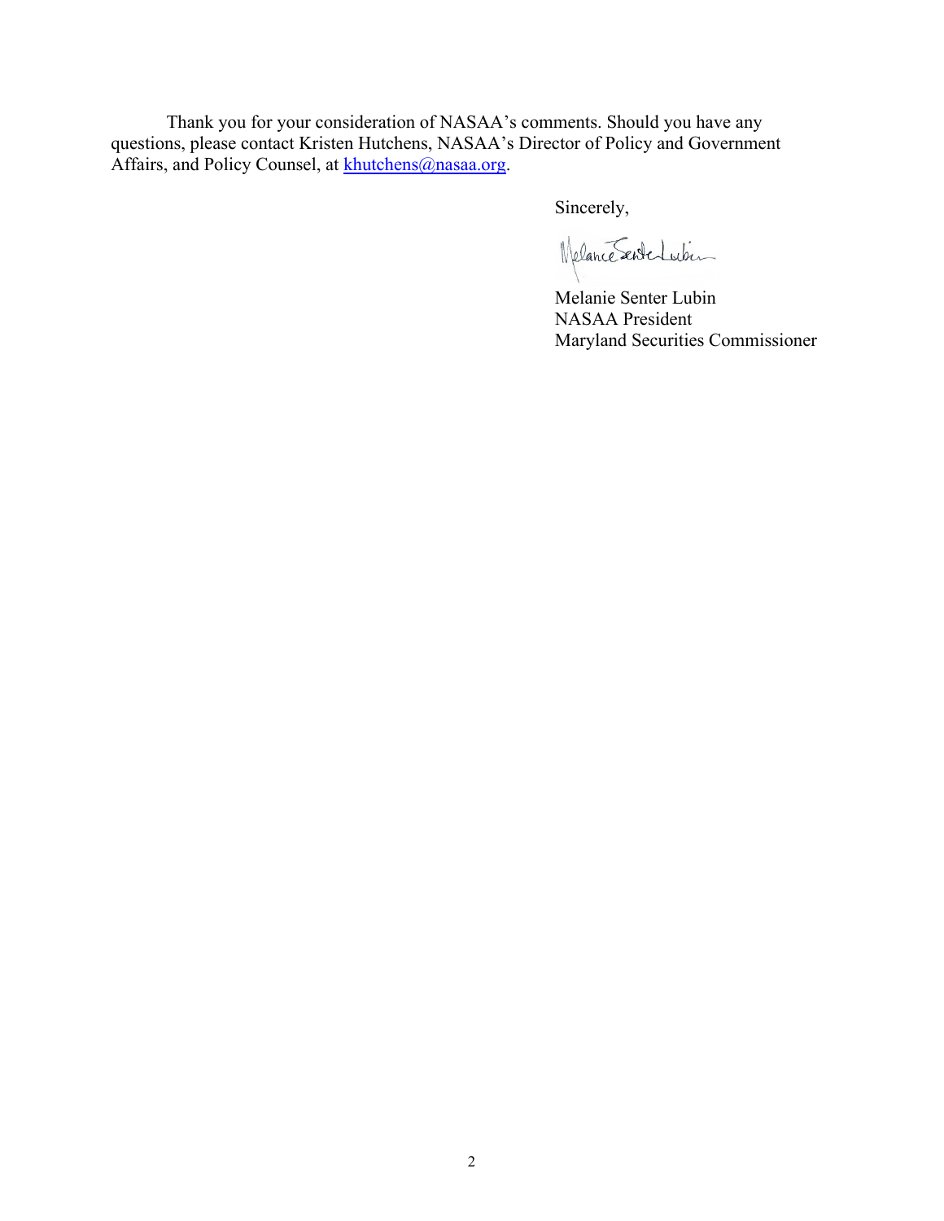Thank you for your consideration of NASAA's comments. Should you have any questions, please contact Kristen Hutchens, NASAA's Director of Policy and Government Affairs, and Policy Counsel, at khutchens@nasaa.org.

Sincerely,

Melanie Senter Lubin
NASAA President
Maryland Securities Commissioner